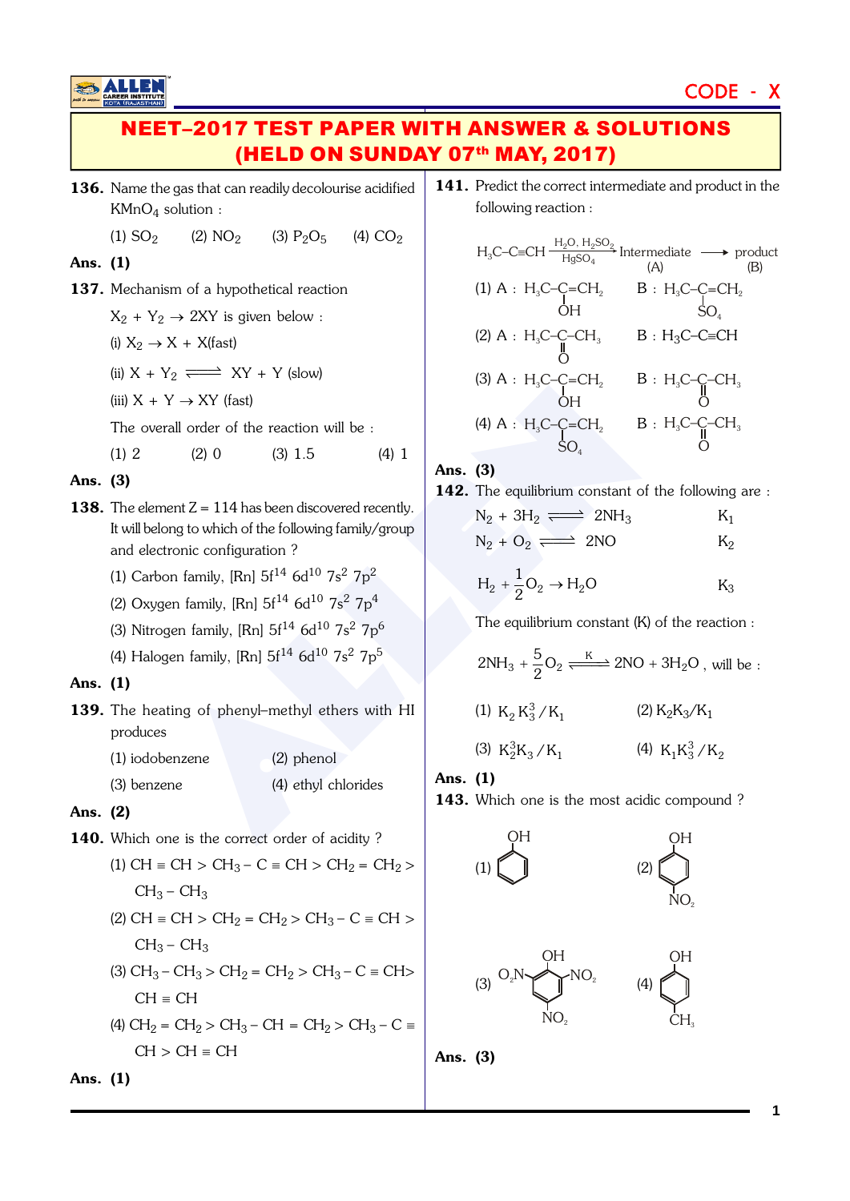CODE - X

# NEET–2017 TEST PAPER WITH ANSWER & SOLUTIONS
## (HELD ON SUNDAY 07th MAY, 2017)

**136.** Name the gas that can readily decolourise acidified $KMnO_4$ solution :

(1) $SO_2$ (2) $NO_2$ (3) $P_2O_5$ (4) $CO_2$

**Ans. (1)**

**137.** Mechanism of a hypothetical reaction

$X_2 + Y_2 \rightarrow 2XY$ is given below :

(i) $X_2 \rightarrow X + X$ (fast)

(ii) $X + Y_2 \rightleftharpoons XY + Y$ (slow)

(iii) $X + Y \rightarrow XY$ (fast)

The overall order of the reaction will be :

(1) 2 (2) 0 (3) 1.5 (4) 1

**Ans. (3)**

**138.** The element Z = 114 has been discovered recently. It will belong to which of the following family/group and electronic configuration ?

(1) Carbon family, $[Rn]\ 5f^{14}\ 6d^{10}\ 7s^2\ 7p^2$

(2) Oxygen family, $[Rn]\ 5f^{14}\ 6d^{10}\ 7s^2\ 7p^4$

(3) Nitrogen family, $[Rn]\ 5f^{14}\ 6d^{10}\ 7s^2\ 7p^6$

(4) Halogen family, $[Rn]\ 5f^{14}\ 6d^{10}\ 7s^2\ 7p^5$

**Ans. (1)**

**139.** The heating of phenyl–methyl ethers with HI produces

(1) iodobenzene (2) phenol

(3) benzene (4) ethyl chlorides

**Ans. (2)**

**140.** Which one is the correct order of acidity ?

(1) $CH \equiv CH > CH_3 - C \equiv CH > CH_2 = CH_2 > CH_3 - CH_3$

(2) $CH \equiv CH > CH_2 = CH_2 > CH_3 - C \equiv CH > CH_3 - CH_3$

(3) $CH_3 - CH_3 > CH_2 = CH_2 > CH_3 - C \equiv CH > CH \equiv CH$

(4) $CH_2 = CH_2 > CH_3 - CH = CH_2 > CH_3 - C \equiv CH > CH \equiv CH$

**Ans. (1)**

**141.** Predict the correct intermediate and product in the following reaction :

$$H_3C{-}C{\equiv}CH \xrightarrow[HgSO_4]{H_2O,\ H_2SO_4} \underset{(A)}{\text{Intermediate}} \longrightarrow \underset{(B)}{\text{product}}$$

(1) A : $H_3C{-}C(OH){=}CH_2$  B : $H_3C{-}C(SO_4){=}CH_2$

(2) A : $H_3C{-}C(=O){-}CH_3$  B : $H_3C{-}C{\equiv}CH$

(3) A : $H_3C{-}C(OH){=}CH_2$  B : $H_3C{-}C(=O){-}CH_3$

(4) A : $H_3C{-}C(SO_4){=}CH_2$  B : $H_3C{-}C(=O){-}CH_3$

**Ans. (3)**

**142.** The equilibrium constant of the following are :

$N_2 + 3H_2 \rightleftharpoons 2NH_3$  $K_1$

$N_2 + O_2 \rightleftharpoons 2NO$  $K_2$

$H_2 + \frac{1}{2}O_2 \rightarrow H_2O$  $K_3$

The equilibrium constant (K) of the reaction :

$$2NH_3 + \frac{5}{2}O_2 \overset{K}{\rightleftharpoons} 2NO + 3H_2O \text{, will be :}$$

(1) $K_2K_3^3/K_1$ (2) $K_2K_3/K_1$

(3) $K_2^3K_3/K_1$ (4) $K_1K_3^3/K_2$

**Ans. (1)**

**143.** Which one is the most acidic compound ?

(1) Phenol (benzene ring with OH)

(2) p-Nitrophenol (benzene ring with OH and $NO_2$ para)

(3) 2,4,6-Trinitrophenol (benzene ring with OH and three $NO_2$ groups at ortho, ortho, para)

(4) p-Cresol (benzene ring with OH and $CH_3$ para)

**Ans. (3)**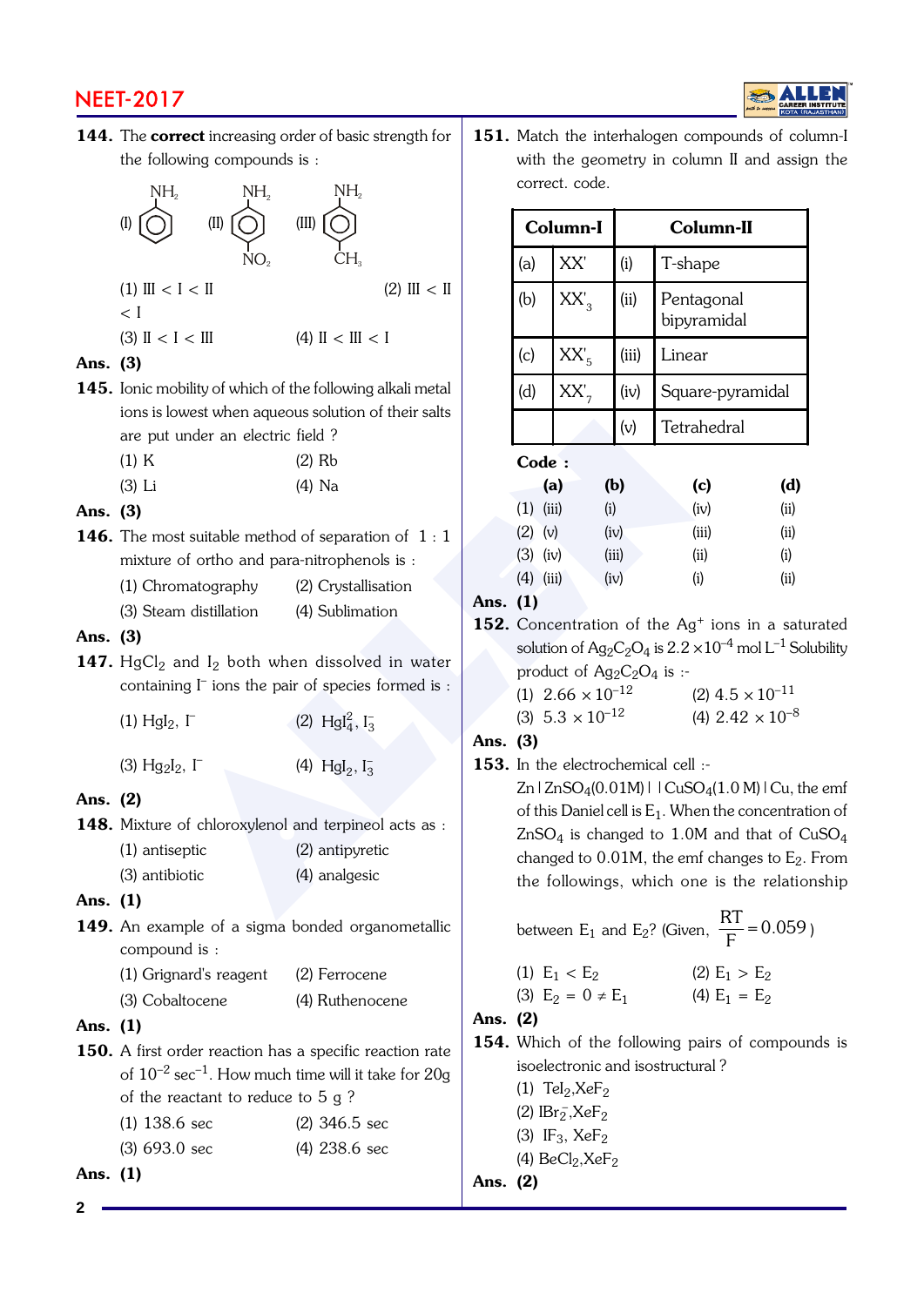**144.** The **correct** increasing order of basic strength for the following compounds is :

(I) Aniline ($C_6H_5NH_2$)   (II) p-Nitroaniline ($NH_2$ with $NO_2$ at para position)   (III) p-Toluidine ($NH_2$ with $CH_3$ at para position)

(1) III < I < II   (2) III < II < I

(3) II < I < III   (4) II < III < I

**Ans. (3)**

**145.** Ionic mobility of which of the following alkali metal ions is lowest when aqueous solution of their salts are put under an electric field ?

(1) K   (2) Rb

(3) Li   (4) Na

**Ans. (3)**

**146.** The most suitable method of separation of 1 : 1 mixture of ortho and para-nitrophenols is :

(1) Chromatography   (2) Crystallisation

(3) Steam distillation   (4) Sublimation

**Ans. (3)**

**147.** $HgCl_2$ and $I_2$ both when dissolved in water containing $I^-$ ions the pair of species formed is :

(1) $HgI_2$, $I^-$   (2) $HgI_4^{2-}$, $I_3^-$

(3) $Hg_2I_2$, $I^-$   (4) $HgI_2$, $I_3^-$

**Ans. (2)**

**148.** Mixture of chloroxylenol and terpineol acts as :

(1) antiseptic   (2) antipyretic

(3) antibiotic   (4) analgesic

**Ans. (1)**

**149.** An example of a sigma bonded organometallic compound is :

(1) Grignard's reagent   (2) Ferrocene

(3) Cobaltocene   (4) Ruthenocene

**Ans. (1)**

**150.** A first order reaction has a specific reaction rate of $10^{-2}$ $sec^{-1}$. How much time will it take for 20g of the reactant to reduce to 5 g ?

(1) 138.6 sec   (2) 346.5 sec

(3) 693.0 sec   (4) 238.6 sec

**Ans. (1)**

**151.** Match the interhalogen compounds of column-I with the geometry in column II and assign the correct. code.

| | Column-I | | Column-II |
|---|---|---|---|
| (a) | XX' | (i) | T-shape |
| (b) | $XX'_3$ | (ii) | Pentagonal bipyramidal |
| (c) | $XX'_5$ | (iii) | Linear |
| (d) | $XX'_7$ | (iv) | Square-pyramidal |
| | | (v) | Tetrahedral |

**Code :**

| | (a) | (b) | (c) | (d) |
|---|---|---|---|---|
| (1) | (iii) | (i) | (iv) | (ii) |
| (2) | (v) | (iv) | (iii) | (ii) |
| (3) | (iv) | (iii) | (ii) | (i) |
| (4) | (iii) | (iv) | (i) | (ii) |

**Ans. (1)**

**152.** Concentration of the $Ag^+$ ions in a saturated solution of $Ag_2C_2O_4$ is $2.2 \times 10^{-4}$ mol $L^{-1}$ Solubility product of $Ag_2C_2O_4$ is :-

(1) $2.66 \times 10^{-12}$   (2) $4.5 \times 10^{-11}$

(3) $5.3 \times 10^{-12}$   (4) $2.42 \times 10^{-8}$

**Ans. (3)**

**153.** In the electrochemical cell :-

$Zn | ZnSO_4(0.01M) || CuSO_4(1.0 M) | Cu$, the emf of this Daniel cell is $E_1$. When the concentration of $ZnSO_4$ is changed to 1.0M and that of $CuSO_4$ changed to 0.01M, the emf changes to $E_2$. From the followings, which one is the relationship between $E_1$ and $E_2$? (Given, $\frac{RT}{F} = 0.059$)

(1) $E_1 < E_2$   (2) $E_1 > E_2$

(3) $E_2 = 0 \neq E_1$   (4) $E_1 = E_2$

**Ans. (2)**

**154.** Which of the following pairs of compounds is isoelectronic and isostructural ?

(1) $TeI_2$, $XeF_2$

(2) $IBr_2^-$, $XeF_2$

(3) $IF_3$, $XeF_2$

(4) $BeCl_2$, $XeF_2$

**Ans. (2)**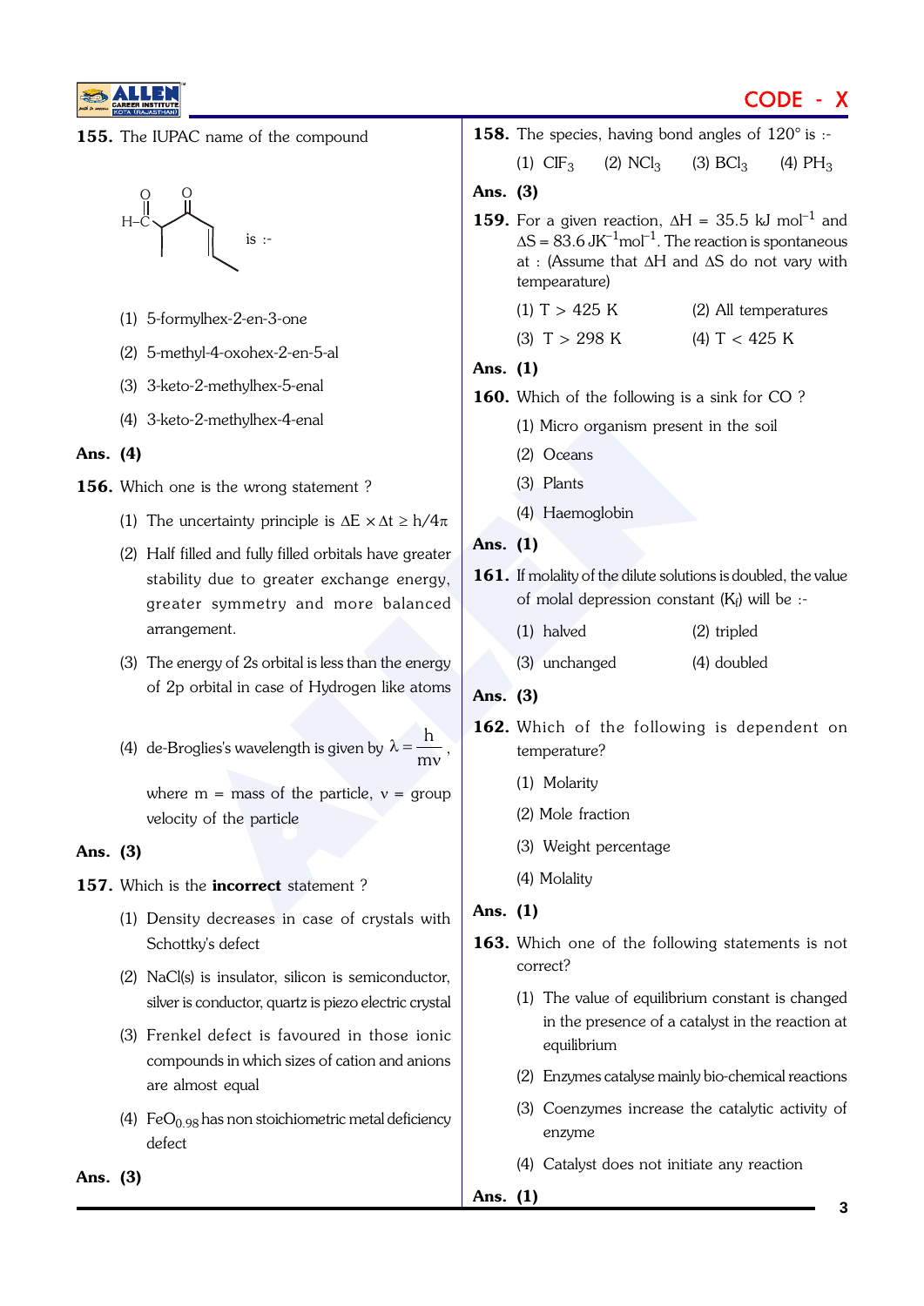**155.** The IUPAC name of the compound

H–C(=O) ... is :-

(1) 5-formylhex-2-en-3-one

(2) 5-methyl-4-oxohex-2-en-5-al

(3) 3-keto-2-methylhex-5-enal

(4) 3-keto-2-methylhex-4-enal

**Ans. (4)**

**156.** Which one is the wrong statement ?

(1) The uncertainty principle is $\Delta E \times \Delta t \geq h/4\pi$

(2) Half filled and fully filled orbitals have greater stability due to greater exchange energy, greater symmetry and more balanced arrangement.

(3) The energy of 2s orbital is less than the energy of 2p orbital in case of Hydrogen like atoms

(4) de-Broglies's wavelength is given by $\lambda = \frac{h}{mv}$, where m = mass of the particle, v = group velocity of the particle

**Ans. (3)**

**157.** Which is the **incorrect** statement ?

(1) Density decreases in case of crystals with Schottky's defect

(2) NaCl(s) is insulator, silicon is semiconductor, silver is conductor, quartz is piezo electric crystal

(3) Frenkel defect is favoured in those ionic compounds in which sizes of cation and anions are almost equal

(4) $FeO_{0.98}$ has non stoichiometric metal deficiency defect

**Ans. (3)**

**158.** The species, having bond angles of 120° is :-

(1) $ClF_3$ (2) $NCl_3$ (3) $BCl_3$ (4) $PH_3$

**Ans. (3)**

**159.** For a given reaction, $\Delta H$ = 35.5 kJ $mol^{-1}$ and $\Delta S$ = 83.6 $JK^{-1}mol^{-1}$. The reaction is spontaneous at : (Assume that $\Delta H$ and $\Delta S$ do not vary with tempearature)

(1) T > 425 K (2) All temperatures

(3) T > 298 K (4) T < 425 K

**Ans. (1)**

**160.** Which of the following is a sink for CO ?

(1) Micro organism present in the soil

(2) Oceans

(3) Plants

(4) Haemoglobin

**Ans. (1)**

**161.** If molality of the dilute solutions is doubled, the value of molal depression constant ($K_f$) will be :-

(1) halved (2) tripled

(3) unchanged (4) doubled

**Ans. (3)**

**162.** Which of the following is dependent on temperature?

(1) Molarity

(2) Mole fraction

(3) Weight percentage

(4) Molality

**Ans. (1)**

**163.** Which one of the following statements is not correct?

(1) The value of equilibrium constant is changed in the presence of a catalyst in the reaction at equilibrium

(2) Enzymes catalyse mainly bio-chemical reactions

(3) Coenzymes increase the catalytic activity of enzyme

(4) Catalyst does not initiate any reaction

**Ans. (1)**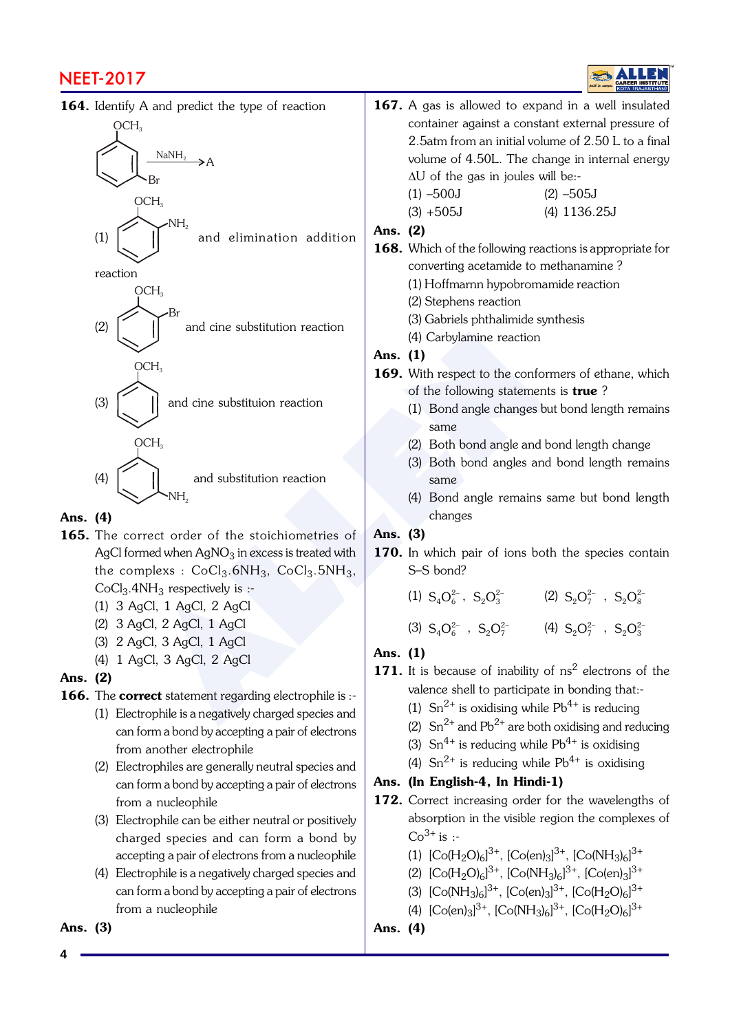**164.** Identify A and predict the type of reaction

(Anisole with Br at ortho position) $\xrightarrow{NaNH_2}$ A

(1) (benzene ring with $OCH_3$ and $NH_2$ at meta position) and elimination addition reaction

(2) (benzene ring with $OCH_3$ and Br at meta position) and cine substitution reaction

(3) (benzene ring with $OCH_3$) and cine substituion reaction

(4) (benzene ring with $OCH_3$ and $NH_2$ at ortho position) and substitution reaction

**Ans. (4)**

**165.** The correct order of the stoichiometries of AgCl formed when $AgNO_3$ in excess is treated with the complexes : $CoCl_3.6NH_3$, $CoCl_3.5NH_3$, $CoCl_3.4NH_3$ respectively is :-

(1) 3 AgCl, 1 AgCl, 2 AgCl
(2) 3 AgCl, 2 AgCl, 1 AgCl
(3) 2 AgCl, 3 AgCl, 1 AgCl
(4) 1 AgCl, 3 AgCl, 2 AgCl

**Ans. (2)**

**166.** The **correct** statement regarding electrophile is :-

(1) Electrophile is a negatively charged species and can form a bond by accepting a pair of electrons from another electrophile
(2) Electrophiles are generally neutral species and can form a bond by accepting a pair of electrons from a nucleophile
(3) Electrophile can be either neutral or positively charged species and can form a bond by accepting a pair of electrons from a nucleophile
(4) Electrophile is a negatively charged species and can form a bond by accepting a pair of electrons from a nucleophile

**Ans. (3)**

**167.** A gas is allowed to expand in a well insulated container against a constant external pressure of 2.5atm from an initial volume of 2.50 L to a final volume of 4.50L. The change in internal energy $\Delta U$ of the gas in joules will be:-

(1) –500J
(2) –505J
(3) +505J
(4) 1136.25J

**Ans. (2)**

**168.** Which of the following reactions is appropriate for converting acetamide to methanamine ?

(1) Hoffmann hypobromamide reaction
(2) Stephens reaction
(3) Gabriels phthalimide synthesis
(4) Carbylamine reaction

**Ans. (1)**

**169.** With respect to the conformers of ethane, which of the following statements is **true** ?

(1) Bond angle changes but bond length remains same
(2) Both bond angle and bond length change
(3) Both bond angles and bond length remains same
(4) Bond angle remains same but bond length changes

**Ans. (3)**

**170.** In which pair of ions both the species contain S–S bond?

(1) $S_4O_6^{2-}$, $S_2O_3^{2-}$
(2) $S_2O_7^{2-}$, $S_2O_8^{2-}$
(3) $S_4O_6^{2-}$, $S_2O_7^{2-}$
(4) $S_2O_7^{2-}$, $S_2O_3^{2-}$

**Ans. (1)**

**171.** It is because of inability of $ns^2$ electrons of the valence shell to participate in bonding that:-

(1) $Sn^{2+}$ is oxidising while $Pb^{4+}$ is reducing
(2) $Sn^{2+}$ and $Pb^{2+}$ are both oxidising and reducing
(3) $Sn^{4+}$ is reducing while $Pb^{4+}$ is oxidising
(4) $Sn^{2+}$ is reducing while $Pb^{4+}$ is oxidising

**Ans. (In English-4, In Hindi-1)**

**172.** Correct increasing order for the wavelengths of absorption in the visible region the complexes of $Co^{3+}$ is :-

(1) $[Co(H_2O)_6]^{3+}$, $[Co(en)_3]^{3+}$, $[Co(NH_3)_6]^{3+}$
(2) $[Co(H_2O)_6]^{3+}$, $[Co(NH_3)_6]^{3+}$, $[Co(en)_3]^{3+}$
(3) $[Co(NH_3)_6]^{3+}$, $[Co(en)_3]^{3+}$, $[Co(H_2O)_6]^{3+}$
(4) $[Co(en)_3]^{3+}$, $[Co(NH_3)_6]^{3+}$, $[Co(H_2O)_6]^{3+}$

**Ans. (4)**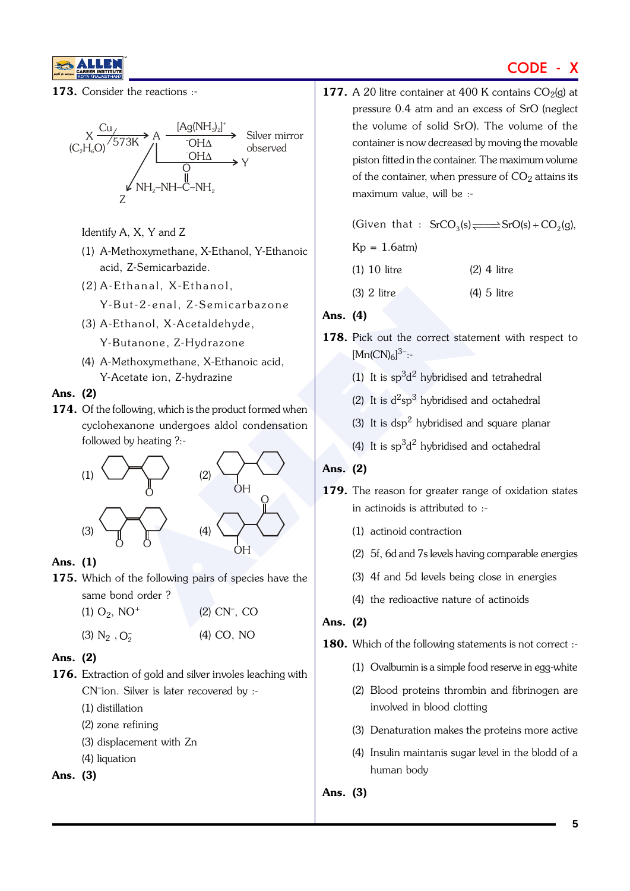**173.** Consider the reactions :-

$$X\ (C_2H_6O) \xrightarrow[573K]{Cu} A \xrightarrow[\ ^-OH\Delta]{[Ag(NH_3)_2]^+} \text{Silver mirror observed}$$

$$A \xrightarrow{\ ^-OH\Delta} Y$$

$$A \xrightarrow{NH_2-NH-\overset{O}{\overset{||}{C}}-NH_2} Z$$

Identify A, X, Y and Z

(1) A-Methoxymethane, X-Ethanol, Y-Ethanoic acid, Z-Semicarbazide.

(2) A-Ethanal, X-Ethanol, Y-But-2-enal, Z-Semicarbazone

(3) A-Ethanol, X-Acetaldehyde, Y-Butanone, Z-Hydrazone

(4) A-Methoxymethane, X-Ethanoic acid, Y-Acetate ion, Z-hydrazine

**Ans. (2)**

**174.** Of the following, which is the product formed when cyclohexanone undergoes aldol condensation followed by heating ?:-

(1) (cyclohexylidene-cyclohexanone, C=O on ring)

(2) (OH)

(3) (O, O)

(4) (O, OH)

**Ans. (1)**

**175.** Which of the following pairs of species have the same bond order ?

(1) $O_2$, $NO^+$ (2) $CN^-$, CO

(3) $N_2$ , $O_2^-$ (4) CO, NO

**Ans. (2)**

**176.** Extraction of gold and silver involes leaching with $CN^-$ion. Silver is later recovered by :-

(1) distillation

(2) zone refining

(3) displacement with Zn

(4) liquation

**Ans. (3)**

**177.** A 20 litre container at 400 K contains $CO_2$(g) at pressure 0.4 atm and an excess of SrO (neglect the volume of solid SrO). The volume of the container is now decreased by moving the movable piston fitted in the container. The maximum volume of the container, when pressure of $CO_2$ attains its maximum value, will be :-

(Given that : $SrCO_3(s) \rightleftharpoons SrO(s) + CO_2(g)$, Kp = 1.6atm)

(1) 10 litre (2) 4 litre

(3) 2 litre (4) 5 litre

**Ans. (4)**

**178.** Pick out the correct statement with respect to $[Mn(CN)_6]^{3-}$:-

(1) It is $sp^3d^2$ hybridised and tetrahedral

(2) It is $d^2sp^3$ hybridised and octahedral

(3) It is $dsp^2$ hybridised and square planar

(4) It is $sp^3d^2$ hybridised and octahedral

**Ans. (2)**

**179.** The reason for greater range of oxidation states in actinoids is attributed to :-

(1) actinoid contraction

(2) 5f, 6d and 7s levels having comparable energies

(3) 4f and 5d levels being close in energies

(4) the redioactive nature of actinoids

**Ans. (2)**

**180.** Which of the following statements is not correct :-

(1) Ovalbumin is a simple food reserve in egg-white

(2) Blood proteins thrombin and fibrinogen are involved in blood clotting

(3) Denaturation makes the proteins more active

(4) Insulin maintanis sugar level in the blodd of a human body

**Ans. (3)**